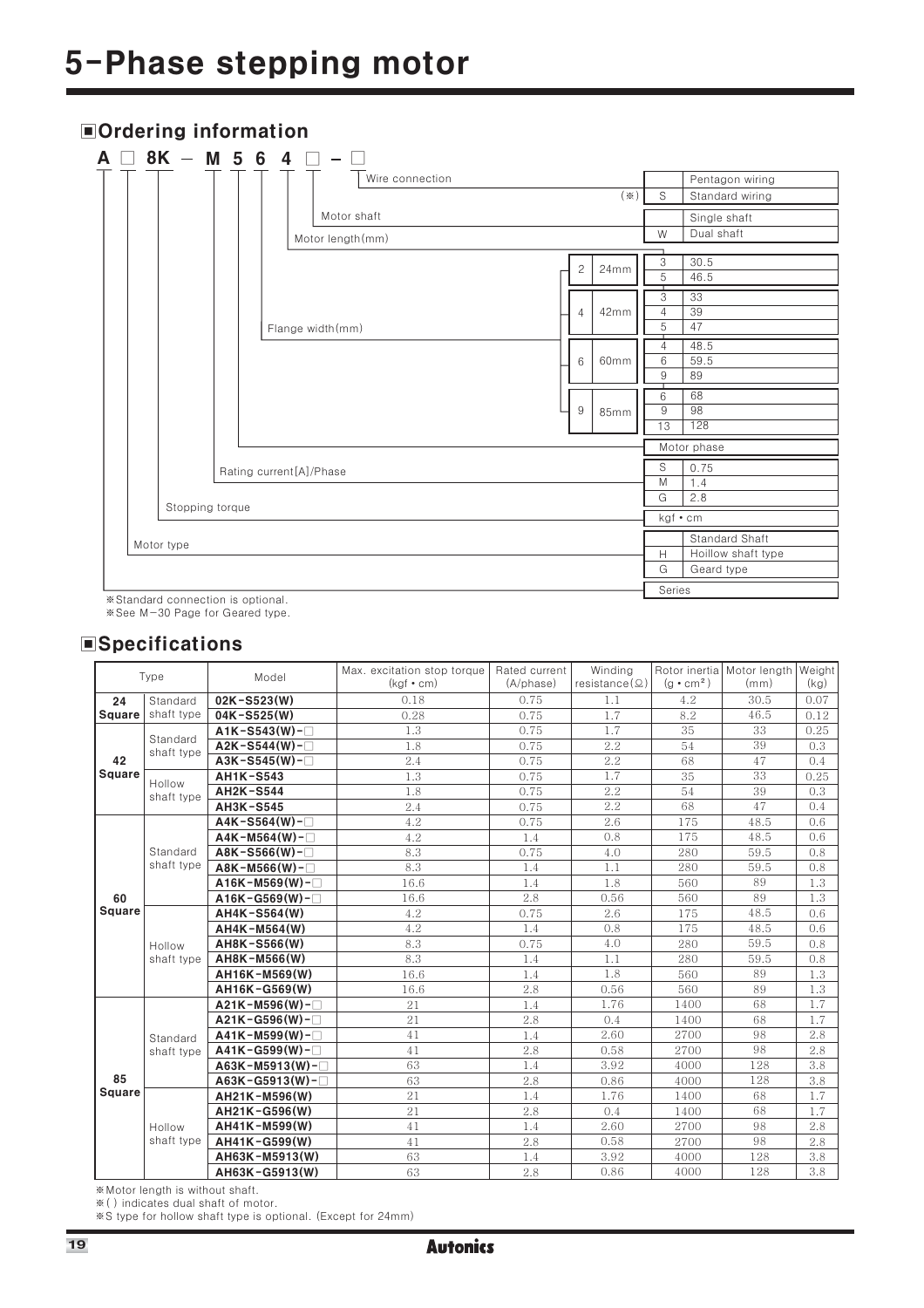# 5-Phase stepping motor

## Ordering information

**A □ 8K – M 5 6 4 □ – □**

| Code position | Item | Code | Description |
|---|---|---|---|
| □ (last) | Wire connection | | Pentagon wiring |
| | | S | Standard wiring (※) |
| □ | Motor shaft | | Single shaft |
| | | W | Dual shaft |
| 4 | Motor length(mm) | 2 (24mm flange): 3 | 30.5 |
| | | 2 (24mm flange): 5 | 46.5 |
| | | 4 (42mm flange): 3 | 33 |
| | | 4 (42mm flange): 4 | 39 |
| | | 4 (42mm flange): 5 | 47 |
| | | 6 (60mm flange): 4 | 48.5 |
| | | 6 (60mm flange): 6 | 59.5 |
| | | 6 (60mm flange): 9 | 89 |
| | | 9 (85mm flange): 6 | 68 |
| | | 9 (85mm flange): 9 | 98 |
| | | 9 (85mm flange): 13 | 128 |
| 6 | Flange width(mm) | 2 | 24mm |
| | | 4 | 42mm |
| | | 6 | 60mm |
| | | 9 | 85mm |
| 5 | Motor phase | | |
| M | Rating current[A]/Phase | S | 0.75 |
| | | M | 1.4 |
| | | G | 2.8 |
| 8K | Stopping torque | | kgf • cm |
| □ | Motor type | | Standard Shaft |
| | | H | Hoillow shaft type |
| | | G | Geard type |
| A | Series | | |

※Standard connection is optional.
※See M−30 Page for Geared type.

## Specifications

| Type | | Model | Max. excitation stop torque (kgf • cm) | Rated current (A/phase) | Winding resistance(Ω) | Rotor inertia (g • cm²) | Motor length (mm) | Weight (kg) |
|---|---|---|---|---|---|---|---|---|
| 24 Square | Standard shaft type | **02K-S523(W)** | 0.18 | 0.75 | 1.1 | 4.2 | 30.5 | 0.07 |
| | | **04K-S525(W)** | 0.28 | 0.75 | 1.7 | 8.2 | 46.5 | 0.12 |
| 42 Square | Standard shaft type | **A1K-S543(W)-□** | 1.3 | 0.75 | 1.7 | 35 | 33 | 0.25 |
| | | **A2K-S544(W)-□** | 1.8 | 0.75 | 2.2 | 54 | 39 | 0.3 |
| | | **A3K-S545(W)-□** | 2.4 | 0.75 | 2.2 | 68 | 47 | 0.4 |
| | Hollow shaft type | **AH1K-S543** | 1.3 | 0.75 | 1.7 | 35 | 33 | 0.25 |
| | | **AH2K-S544** | 1.8 | 0.75 | 2.2 | 54 | 39 | 0.3 |
| | | **AH3K-S545** | 2.4 | 0.75 | 2.2 | 68 | 47 | 0.4 |
| 60 Square | Standard shaft type | **A4K-S564(W)-□** | 4.2 | 0.75 | 2.6 | 175 | 48.5 | 0.6 |
| | | **A4K-M564(W)-□** | 4.2 | 1.4 | 0.8 | 175 | 48.5 | 0.6 |
| | | **A8K-S566(W)-□** | 8.3 | 0.75 | 4.0 | 280 | 59.5 | 0.8 |
| | | **A8K-M566(W)-□** | 8.3 | 1.4 | 1.1 | 280 | 59.5 | 0.8 |
| | | **A16K-M569(W)-□** | 16.6 | 1.4 | 1.8 | 560 | 89 | 1.3 |
| | | **A16K-G569(W)-□** | 16.6 | 2.8 | 0.56 | 560 | 89 | 1.3 |
| | Hollow shaft type | **AH4K-S564(W)** | 4.2 | 0.75 | 2.6 | 175 | 48.5 | 0.6 |
| | | **AH4K-M564(W)** | 4.2 | 1.4 | 0.8 | 175 | 48.5 | 0.6 |
| | | **AH8K-S566(W)** | 8.3 | 0.75 | 4.0 | 280 | 59.5 | 0.8 |
| | | **AH8K-M566(W)** | 8.3 | 1.4 | 1.1 | 280 | 59.5 | 0.8 |
| | | **AH16K-M569(W)** | 16.6 | 1.4 | 1.8 | 560 | 89 | 1.3 |
| | | **AH16K-G569(W)** | 16.6 | 2.8 | 0.56 | 560 | 89 | 1.3 |
| 85 Square | Standard shaft type | **A21K-M596(W)-□** | 21 | 1.4 | 1.76 | 1400 | 68 | 1.7 |
| | | **A21K-G596(W)-□** | 21 | 2.8 | 0.4 | 1400 | 68 | 1.7 |
| | | **A41K-M599(W)-□** | 41 | 1.4 | 2.60 | 2700 | 98 | 2.8 |
| | | **A41K-G599(W)-□** | 41 | 2.8 | 0.58 | 2700 | 98 | 2.8 |
| | | **A63K-M5913(W)-□** | 63 | 1.4 | 3.92 | 4000 | 128 | 3.8 |
| | | **A63K-G5913(W)-□** | 63 | 2.8 | 0.86 | 4000 | 128 | 3.8 |
| | Hollow shaft type | **AH21K-M596(W)** | 21 | 1.4 | 1.76 | 1400 | 68 | 1.7 |
| | | **AH21K-G596(W)** | 21 | 2.8 | 0.4 | 1400 | 68 | 1.7 |
| | | **AH41K-M599(W)** | 41 | 1.4 | 2.60 | 2700 | 98 | 2.8 |
| | | **AH41K-G599(W)** | 41 | 2.8 | 0.58 | 2700 | 98 | 2.8 |
| | | **AH63K-M5913(W)** | 63 | 1.4 | 3.92 | 4000 | 128 | 3.8 |
| | | **AH63K-G5913(W)** | 63 | 2.8 | 0.86 | 4000 | 128 | 3.8 |

※Motor length is without shaft.
※( ) indicates dual shaft of motor.
※S type for hollow shaft type is optional. (Except for 24mm)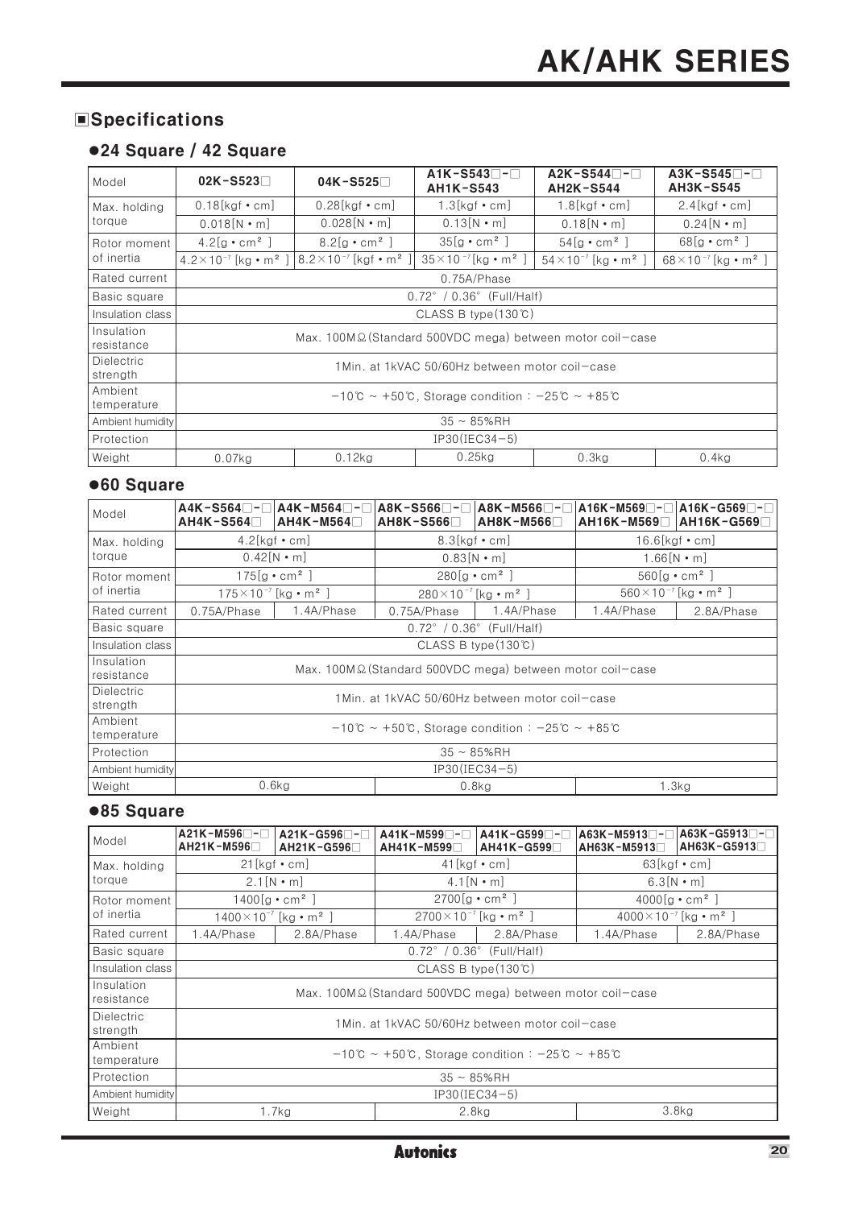## ■Specifications

### ●24 Square / 42 Square

| Model | 02K-S523□ | 04K-S525□ | A1K-S543□-□ AH1K-S543 | A2K-S544□-□ AH2K-S544 | A3K-S545□-□ AH3K-S545 |
|---|---|---|---|---|---|
| Max. holding torque | 0.18[kgf • cm] | 0.28[kgf • cm] | 1.3[kgf • cm] | 1.8[kgf • cm] | 2.4[kgf • cm] |
| | 0.018[N • m] | 0.028[N • m] | 0.13[N • m] | 0.18[N • m] | 0.24[N • m] |
| Rotor moment of inertia | 4.2[g • cm²] | 8.2[g • cm²] | 35[g • cm²] | 54[g • cm²] | 68[g • cm²] |
| | $4.2\times10^{-7}$ [kg • m²] | $8.2\times10^{-7}$ [kgf • m²] | $35\times10^{-7}$[kg • m²] | $54\times10^{-7}$ [kg • m²] | $68\times10^{-7}$ [kg • m²] |
| Rated current | 0.75A/Phase | | | | |
| Basic square | 0.72° / 0.36° (Full/Half) | | | | |
| Insulation class | CLASS B type(130℃) | | | | |
| Insulation resistance | Max. 100MΩ(Standard 500VDC mega) between motor coil-case | | | | |
| Dielectric strength | 1Min. at 1kVAC 50/60Hz between motor coil-case | | | | |
| Ambient temperature | -10℃ ~ +50℃, Storage condition : -25℃ ~ +85℃ | | | | |
| Ambient humidity | 35 ~ 85%RH | | | | |
| Protection | IP30(IEC34-5) | | | | |
| Weight | 0.07kg | 0.12kg | 0.25kg | 0.3kg | 0.4kg |

### ●60 Square

| Model | A4K-S564□-□ AH4K-S564□ | A4K-M564□-□ AH4K-M564□ | A8K-S566□-□ AH8K-S566□ | A8K-M566□-□ AH8K-M566□ | A16K-M569□-□ AH16K-M569□ | A16K-G569□-□ AH16K-G569□ |
|---|---|---|---|---|---|---|
| Max. holding torque | 4.2[kgf • cm] | | 8.3[kgf • cm] | | 16.6[kgf • cm] | |
| | 0.42[N • m] | | 0.83[N • m] | | 1.66[N • m] | |
| Rotor moment of inertia | 175[g • cm²] | | 280[g • cm²] | | 560[g • cm²] | |
| | $175\times10^{-7}$ [kg • m²] | | $280\times10^{-7}$ [kg • m²] | | $560\times10^{-7}$ [kg • m²] | |
| Rated current | 0.75A/Phase | 1.4A/Phase | 0.75A/Phase | 1.4A/Phase | 1.4A/Phase | 2.8A/Phase |
| Basic square | 0.72° / 0.36° (Full/Half) | | | | | |
| Insulation class | CLASS B type(130℃) | | | | | |
| Insulation resistance | Max. 100MΩ(Standard 500VDC mega) between motor coil-case | | | | | |
| Dielectric strength | 1Min. at 1kVAC 50/60Hz between motor coil-case | | | | | |
| Ambient temperature | -10℃ ~ +50℃, Storage condition : -25℃ ~ +85℃ | | | | | |
| Protection | 35 ~ 85%RH | | | | | |
| Ambient humidity | IP30(IEC34-5) | | | | | |
| Weight | 0.6kg | | 0.8kg | | 1.3kg | |

### ●85 Square

| Model | A21K-M596□-□ AH21K-M596□ | A21K-G596□-□ AH21K-G596□ | A41K-M599□-□ AH41K-M599□ | A41K-G599□-□ AH41K-G599□ | A63K-M5913□-□ AH63K-M5913□ | A63K-G5913□-□ AH63K-G5913□ |
|---|---|---|---|---|---|---|
| Max. holding torque | 21[kgf • cm] | | 41[kgf • cm] | | 63[kgf • cm] | |
| | 2.1[N • m] | | 4.1[N • m] | | 6.3[N • m] | |
| Rotor moment of inertia | 1400[g • cm²] | | 2700[g • cm²] | | 4000[g • cm²] | |
| | $1400\times10^{-7}$ [kg • m²] | | $2700\times10^{-7}$ [kg • m²] | | $4000\times10^{-7}$ [kg • m²] | |
| Rated current | 1.4A/Phase | 2.8A/Phase | 1.4A/Phase | 2.8A/Phase | 1.4A/Phase | 2.8A/Phase |
| Basic square | 0.72° / 0.36° (Full/Half) | | | | | |
| Insulation class | CLASS B type(130℃) | | | | | |
| Insulation resistance | Max. 100MΩ(Standard 500VDC mega) between motor coil-case | | | | | |
| Dielectric strength | 1Min. at 1kVAC 50/60Hz between motor coil-case | | | | | |
| Ambient temperature | -10℃ ~ +50℃, Storage condition : -25℃ ~ +85℃ | | | | | |
| Protection | 35 ~ 85%RH | | | | | |
| Ambient humidity | IP30(IEC34-5) | | | | | |
| Weight | 1.7kg | | 2.8kg | | 3.8kg | |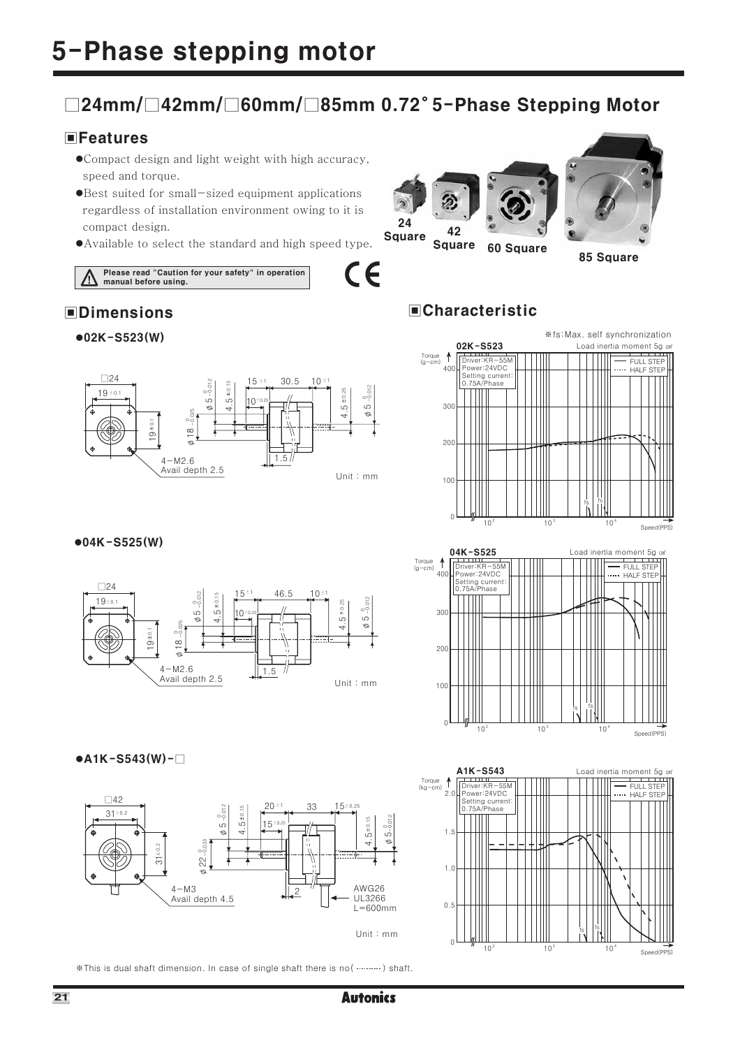# 5-Phase stepping motor

## □24mm/□42mm/□60mm/□85mm 0.72° 5-Phase Stepping Motor

### ■Features

- Compact design and light weight with high accuracy, speed and torque.
- Best suited for small-sized equipment applications regardless of installation environment owing to it is compact design.
- Available to select the standard and high speed type.

24 Square 42 Square 60 Square 85 Square

⚠ Please read "Caution for your safety" in operation manual before using.

CE

### ■Dimensions

**●02K-S523(W)**

□24, 19±0.1, 19±0.1, 4-M2.6 Avail depth 2.5, φ18 $^{0}_{-0.025}$, φ5 $^{0}_{-0.012}$, 4.5±0.15, 15±1, 10±0.25, 30.5, 1.5, 10±1, 4.5±0.25, φ5 $^{0}_{-0.012}$

Unit : mm

**●04K-S525(W)**

□24, 19±0.1, 19±0.1, 4-M2.6 Avail depth 2.5, φ18 $^{0}_{-0.025}$, φ5 $^{0}_{-0.012}$, 4.5±0.15, 15±1, 10±0.25, 46.5, 1.5, 10±1, 4.5±0.25, φ5 $^{0}_{-0.012}$

Unit : mm

**●A1K-S543(W)-□**

□42, 31±0.2, 31±0.2, 4-M3 Avail depth 4.5, φ22 $^{0}_{-0.033}$, φ5 $^{0}_{-0.012}$, 4.5±0.15, 20±1, 15±0.25, 33, 2, 15±0.25, 4.5±0.15, φ5 $^{0}_{-0.012}$, AWG26 UL3266 L=600mm

Unit : mm

※This is dual shaft dimension. In case of single shaft there is no( ········ ) shaft.

### ■Characteristic

※fs:Max. self synchronization

**02K-S523** — Load inertia moment 5g ㎠

Driver:KR-55M, Power:24VDC, Setting current: 0.75A/Phase — FULL STEP / HALF STEP

Torque (g-cm): 0–400; Speed(PPS): $10^2$, $10^3$, $10^4$

**04K-S525** — Load inertia moment 5g ㎠

Driver:KR-55M, Power:24VDC, Setting current: 0.75A/Phase — FULL STEP / HALF STEP

Torque (g-cm): 0–400; Speed(PPS): $10^2$, $10^3$, $10^4$

**A1K-S543** — Load inertia moment 5g ㎠

Driver:KR-55M, Power:24VDC, Setting current: 0.75A/Phase — FULL STEP / HALF STEP

Torque (kg-cm): 0–2.0; Speed(PPS): $10^2$, $10^3$, $10^4$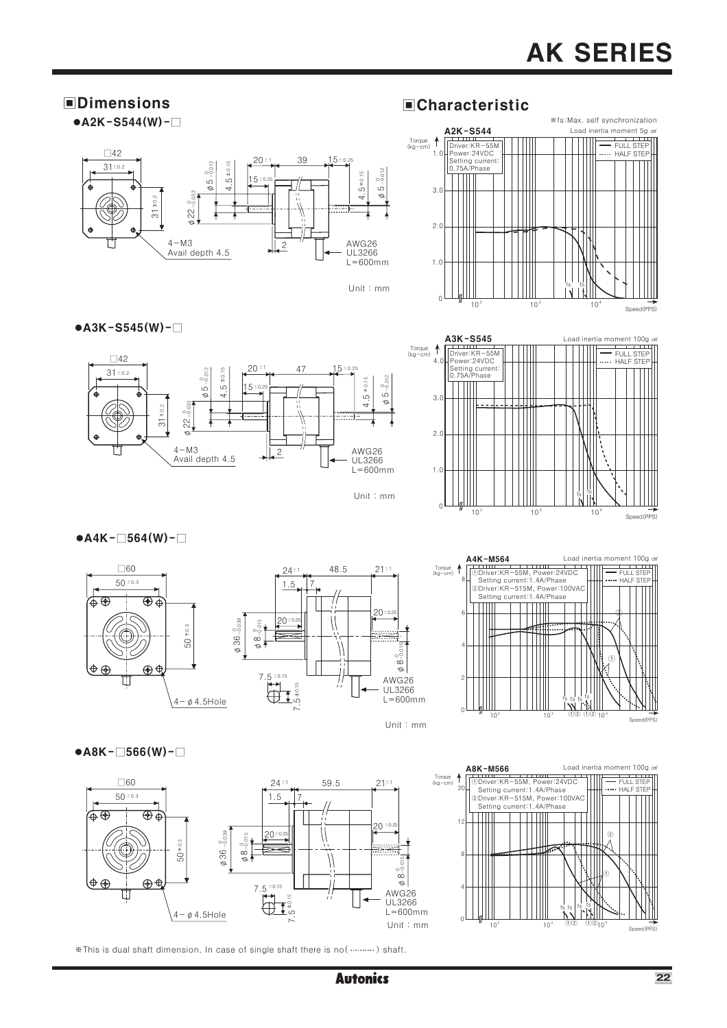## ■Dimensions

### ●A2K-S544(W)-□

□42

$31^{\pm0.2}$

$31^{\pm0.2}$

4-M3
Avail depth 4.5

$\phi 22^{\ 0}_{-0.033}$

$\phi 5^{\ 0}_{-0.012}$

$4.5^{\pm0.15}$

$20^{\pm1}$

$15^{\pm0.25}$

39

$15^{\pm0.25}$

$4.5^{\pm0.15}$

$\phi 5^{\ 0}_{-0.012}$

2

AWG26
UL3266
L=600mm

Unit : mm

### ●A3K-S545(W)-□

□42

$31^{\pm0.2}$

$31^{\pm0.2}$

4-M3
Avail depth 4.5

$\phi 22^{\ 0}_{-0.033}$

$\phi 5^{\ 0}_{-0.012}$

$4.5^{\pm0.15}$

$20^{\pm1}$

$15^{\pm0.25}$

47

$15^{\pm0.25}$

$4.5^{\pm0.15}$

$\phi 5^{\ 0}_{-0.012}$

2

AWG26
UL3266
L=600mm

Unit : mm

### ●A4K-□564(W)-□

□60

$50^{\pm0.3}$

$50^{\pm0.3}$

4-$\phi$4.5Hole

$24^{\pm1}$

1.5

7

48.5

$21^{\pm1}$

$20^{\pm0.25}$

$20^{\pm0.25}$

$\phi 36^{\ 0}_{-0.039}$

$\phi 8^{\ 0}_{-0.015}$

$\phi 8^{\ 0}_{-0.015}$

$7.5^{\pm0.15}$

$7.5^{\pm0.15}$

AWG26
UL3266
L=600mm

Unit : mm

### ●A8K-□566(W)-□

□60

$50^{\pm0.3}$

$50^{\pm0.3}$

4-$\phi$4.5Hole

$24^{\pm1}$

1.5

7

59.5

$21^{\pm1}$

$20^{\pm0.25}$

$20^{\pm0.25}$

$\phi 36^{\ 0}_{-0.039}$

$\phi 8^{\ 0}_{-0.015}$

$\phi 8^{\ 0}_{-0.015}$

$7.5^{\pm0.15}$

$7.5^{\pm0.15}$

AWG26
UL3266
L=600mm

Unit : mm

※This is dual shaft dimension. In case of single shaft there is no( ········ ) shaft.

## ■Characteristic

※fs:Max. self synchronization

**A2K-S544** — Load inertia moment 5g ㎠

Torque (kg-cm)

Driver:KR-55M
Power:24VDC
Setting current: 0.75A/Phase

— FULL STEP
···· HALF STEP

Speed(PPS)

**A3K-S545** — Load inertia moment 100g ㎠

Torque (kg-cm)

Driver:KR-55M
Power:24VDC
Setting current: 0.75A/Phase

— FULL STEP
···· HALF STEP

Speed(PPS)

**A4K-M564** — Load inertia moment 100g ㎠

Torque (kg-cm)

①Driver:KR-55M, Power:24VDC
Setting current:1.4A/Phase
②Driver:KR-515M, Power:100VAC
Setting current:1.4A/Phase

— FULL STEP
···· HALF STEP

Speed(PPS)

**A8K-M566** — Load inertia moment 100g ㎠

Torque (kg-cm)

①Driver:KR-55M, Power:24VDC
Setting current:1.4A/Phase
②Driver:KR-515M, Power:100VAC
Setting current:1.4A/Phase

— FULL STEP
···· HALF STEP

Speed(PPS)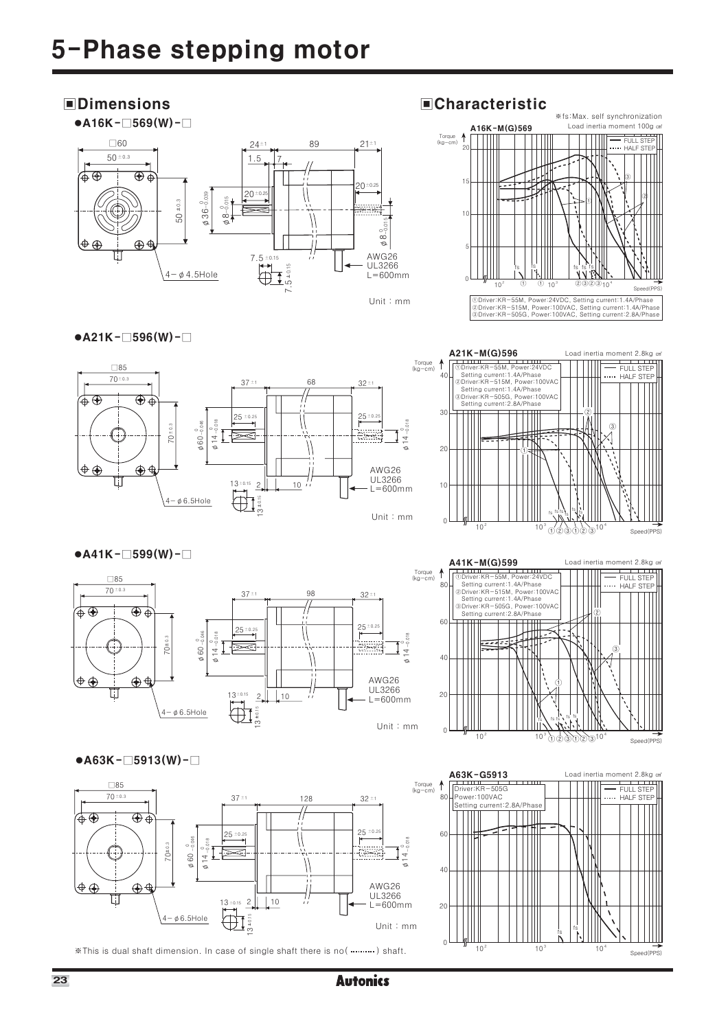# 5-Phase stepping motor

## Dimensions

● A16K-□569(W)-□

□60

50 ±0.3

50 ±0.3

4-φ4.5Hole

24 ±1, 89, 21 ±1

1.5, 7

20 ±0.25

20 ±0.25

φ36 $^{0}_{-0.039}$

φ8 $^{0}_{-0.015}$

φ8 $^{0}_{-0.015}$

7.5 ±0.15

7.5 ±0.15

AWG26
UL3266
L=600mm

Unit : mm

● A21K-□596(W)-□

□85

70 ±0.3

70 ±0.3

4-φ6.5Hole

37 ±1, 68, 32 ±1

25 ±0.25

25 ±0.25

φ60 $^{0}_{-0.046}$

φ14 $^{0}_{-0.018}$

φ14 $^{0}_{-0.018}$

13 ±0.15, 2, 10

13 ±0.15

AWG26
UL3266
L=600mm

Unit : mm

● A41K-□599(W)-□

□85

70 ±0.3

70 ±0.3

4-φ6.5Hole

37 ±1, 98, 32 ±1

25 ±0.25

25 ±0.25

φ60 $^{0}_{-0.046}$

φ14 $^{0}_{-0.018}$

φ14 $^{0}_{-0.018}$

13 ±0.15, 2, 10

13 ±0.15

AWG26
UL3266
L=600mm

Unit : mm

● A63K-□5913(W)-□

□85

70 ±0.3

70 ±0.3

4-φ6.5Hole

37 ±1, 128, 32 ±1

25 ±0.25

25 ±0.25

φ60 $^{0}_{-0.046}$

φ14 $^{0}_{-0.018}$

φ14 $^{0}_{-0.018}$

13 ±0.15, 2, 10

13 ±0.15

AWG26
UL3266
L=600mm

Unit : mm

※This is dual shaft dimension. In case of single shaft there is no( ......... ) shaft.

## Characteristic

※fs: Max. self synchronization

**A16K-M(G)569** — Load inertia moment 100g ㎠

Torque (kg-cm); Speed(PPS); FULL STEP / HALF STEP

①Driver:KR-55M, Power:24VDC, Setting current:1.4A/Phase
②Driver:KR-515M, Power:100VAC, Setting current:1.4A/Phase
③Driver:KR-505G, Power:100VAC, Setting current:2.8A/Phase

**A21K-M(G)596** — Load inertia moment 2.8kg ㎠

Torque (kg-cm); Speed(PPS); FULL STEP / HALF STEP

①Driver:KR-55M, Power:24VDC
Setting current:1.4A/Phase
②Driver:KR-515M, Power:100VAC
Setting current:1.4A/Phase
③Driver:KR-505G, Power:100VAC
Setting current:2.8A/Phase

**A41K-M(G)599** — Load inertia moment 2.8kg ㎠

Torque (kg-cm); Speed(PPS); FULL STEP / HALF STEP

①Driver:KR-55M, Power:24VDC
Setting current:1.4A/Phase
②Driver:KR-515M, Power:100VAC
Setting current:1.4A/Phase
③Driver:KR-505G, Power:100VAC
Setting current:2.8A/Phase

**A63K-G5913** — Load inertia moment 2.8kg ㎠

Torque (kg-cm); Speed(PPS); FULL STEP / HALF STEP

Driver:KR-505G
Power:100VAC
Setting current:2.8A/Phase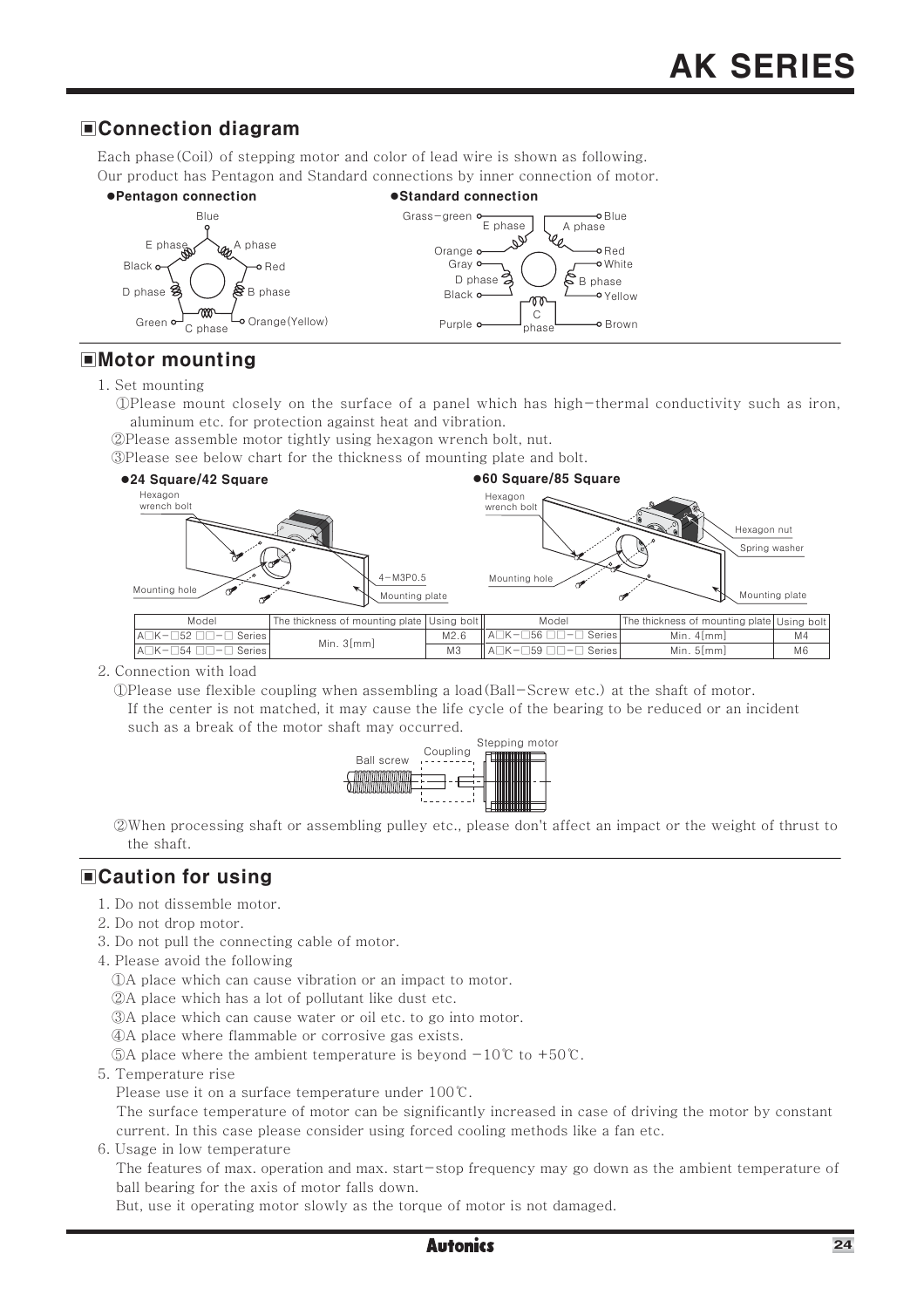## Connection diagram

Each phase(Coil) of stepping motor and color of lead wire is shown as following.
Our product has Pentagon and Standard connections by inner connection of motor.

**●Pentagon connection**

Blue, E phase, A phase, Black, Red, D phase, B phase, Green, C phase, Orange(Yellow)

**●Standard connection**

Grass-green, E phase, A phase, Blue, Orange, Red, Gray, White, D phase, B phase, Black, Yellow, C phase, Purple, Brown

## Motor mounting

1. Set mounting
   ①Please mount closely on the surface of a panel which has high-thermal conductivity such as iron, aluminum etc. for protection against heat and vibration.
   ②Please assemble motor tightly using hexagon wrench bolt, nut.
   ③Please see below chart for the thickness of mounting plate and bolt.

**●24 Square/42 Square**

Hexagon wrench bolt, Mounting hole, 4-M3P0.5, Mounting plate

**●60 Square/85 Square**

Hexagon wrench bolt, Mounting hole, Hexagon nut, Spring washer, Mounting plate

| Model | The thickness of mounting plate | Using bolt |
|---|---|---|
| A□K-□52 □□-□ Series | Min. 3[mm] | M2.6 |
| A□K-□54 □□-□ Series | | M3 |

| Model | The thickness of mounting plate | Using bolt |
|---|---|---|
| A□K-□56 □□-□ Series | Min. 4[mm] | M4 |
| A□K-□59 □□-□ Series | Min. 5[mm] | M6 |

2. Connection with load
   ①Please use flexible coupling when assembling a load(Ball-Screw etc.) at the shaft of motor.
   If the center is not matched, it may cause the life cycle of the bearing to be reduced or an incident such as a break of the motor shaft may occurred.

   Ball screw, Coupling, Stepping motor

   ②When processing shaft or assembling pulley etc., please don't affect an impact or the weight of thrust to the shaft.

## Caution for using

1. Do not dissemble motor.
2. Do not drop motor.
3. Do not pull the connecting cable of motor.
4. Please avoid the following
   ①A place which can cause vibration or an impact to motor.
   ②A place which has a lot of pollutant like dust etc.
   ③A place which can cause water or oil etc. to go into motor.
   ④A place where flammable or corrosive gas exists.
   ⑤A place where the ambient temperature is beyond -10℃ to +50℃.
5. Temperature rise
   Please use it on a surface temperature under 100℃.
   The surface temperature of motor can be significantly increased in case of driving the motor by constant current. In this case please consider using forced cooling methods like a fan etc.
6. Usage in low temperature
   The features of max. operation and max. start-stop frequency may go down as the ambient temperature of ball bearing for the axis of motor falls down.
   But, use it operating motor slowly as the torque of motor is not damaged.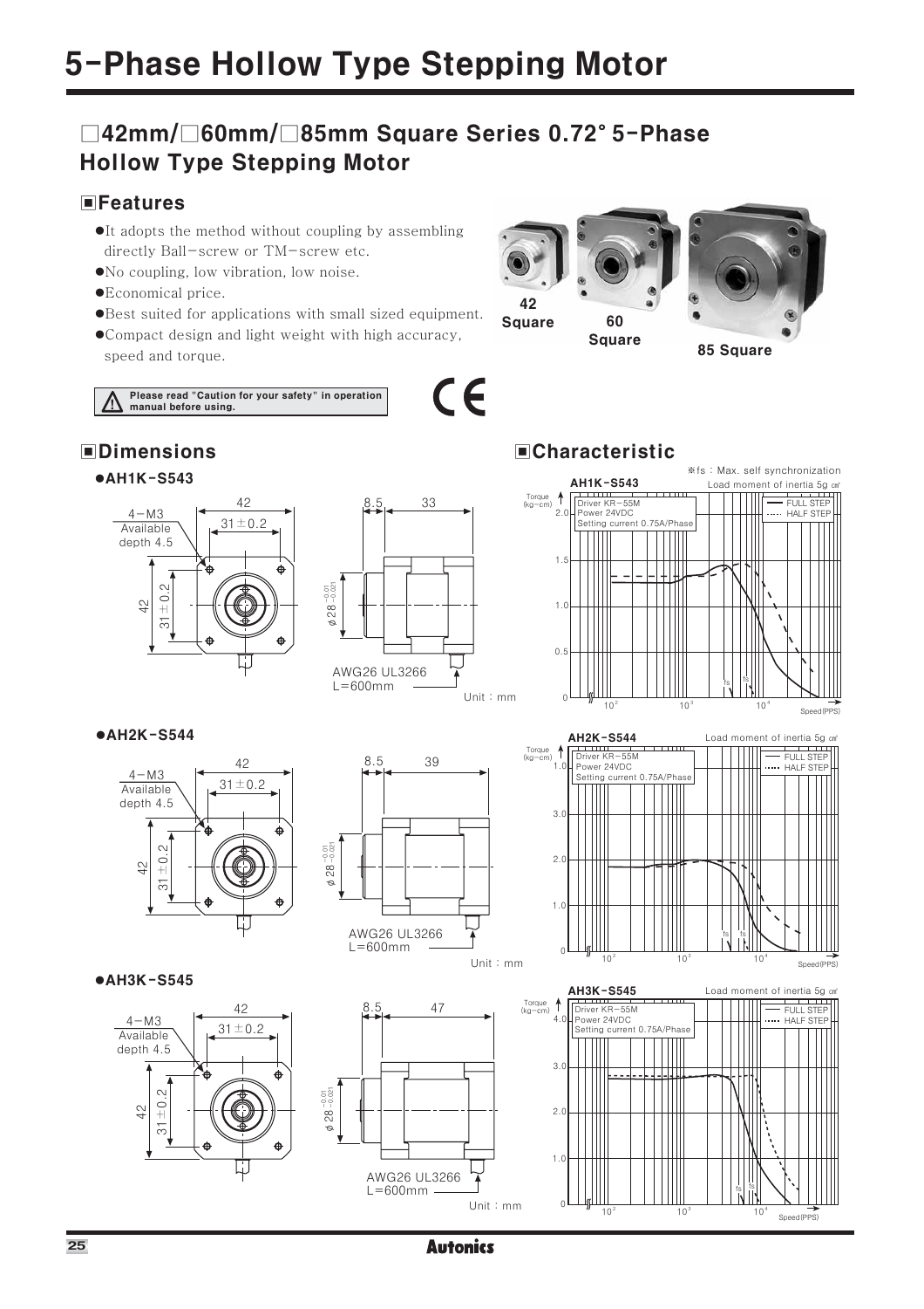# 5-Phase Hollow Type Stepping Motor

## □42mm/□60mm/□85mm Square Series 0.72° 5-Phase Hollow Type Stepping Motor

### ■Features

- It adopts the method without coupling by assembling directly Ball-screw or TM-screw etc.
- No coupling, low vibration, low noise.
- Economical price.
- Best suited for applications with small sized equipment.
- Compact design and light weight with high accuracy, speed and torque.

42 Square 60 Square 85 Square

⚠ Please read "Caution for your safety" in operation manual before using.

CE

### ■Dimensions

●AH1K-S543

42, 31±0.2, 4-M3 Available depth 4.5, 42, 31±0.2, 8.5, 33, $\phi 28^{-0.01}_{-0.021}$, AWG26 UL3266 L=600mm

Unit : mm

●AH2K-S544

42, 31±0.2, 4-M3 Available depth 4.5, 42, 31±0.2, 8.5, 39, $\phi 28^{-0.01}_{-0.021}$, AWG26 UL3266 L=600mm

Unit : mm

●AH3K-S545

42, 31±0.2, 4-M3 Available depth 4.5, 42, 31±0.2, 8.5, 47, $\phi 28^{-0.01}_{-0.021}$, AWG26 UL3266 L=600mm

Unit : mm

### ■Characteristic

※fs : Max. self synchronization

**AH1K-S543** Load moment of inertia 5g ㎠

Driver KR-55M
Power 24VDC
Setting current 0.75A/Phase

— FULL STEP
···· HALF STEP

Torque (kg-cm): 0, 0.5, 1.0, 1.5, 2.0
Speed (PPS): $10^2$, $10^3$, $10^4$

**AH2K-S544** Load moment of inertia 5g ㎠

Driver KR-55M
Power 24VDC
Setting current 0.75A/Phase

— FULL STEP
···· HALF STEP

Torque (kg-cm): 0, 1.0, 2.0, 3.0, 1.0
Speed (PPS): $10^2$, $10^3$, $10^4$

**AH3K-S545** Load moment of inertia 5g ㎠

Driver KR-55M
Power 24VDC
Setting current 0.75A/Phase

— FULL STEP
···· HALF STEP

Torque (kg-cm): 0, 1.0, 2.0, 3.0, 4.0
Speed (PPS): $10^2$, $10^3$, $10^4$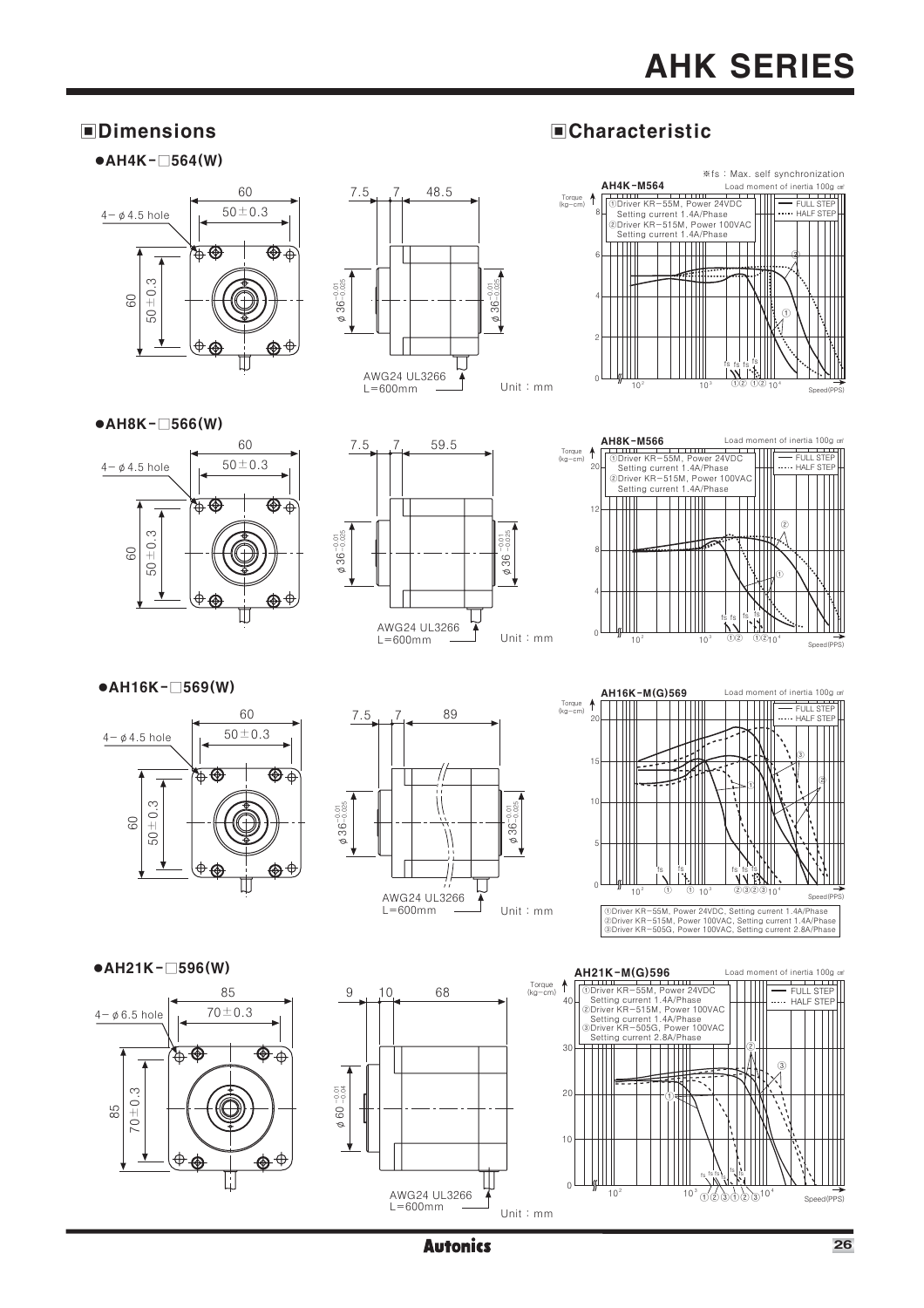## ■Dimensions

### ●AH4K-□564(W)

60

50±0.3

4-φ4.5 hole

60

50±0.3

7.5 7 48.5

$\phi 36^{-0.01}_{-0.025}$

$\phi 36^{-0.01}_{-0.025}$

AWG24 UL3266
L=600mm

Unit : mm

### ●AH8K-□566(W)

60

50±0.3

4-φ4.5 hole

60

50±0.3

7.5 7 59.5

$\phi 36^{-0.01}_{-0.025}$

$\phi 36^{-0.01}_{-0.025}$

AWG24 UL3266
L=600mm

Unit : mm

### ●AH16K-□569(W)

60

50±0.3

4-φ4.5 hole

60

50±0.3

7.5 7 89

$\phi 36^{-0.01}_{-0.025}$

$\phi 36^{-0.01}_{-0.025}$

AWG24 UL3266
L=600mm

Unit : mm

### ●AH21K-□596(W)

85

70±0.3

4-φ6.5 hole

85

70±0.3

9 10 68

$\phi 60^{-0.01}_{-0.04}$

AWG24 UL3266
L=600mm

Unit : mm

## ■Characteristic

※fs : Max. self synchronization

**AH4K-M564** Load moment of inertia 100g ㎠

Torque (kg-cm)

①Driver KR-55M, Power 24VDC
Setting current 1.4A/Phase
②Driver KR-515M, Power 100VAC
Setting current 1.4A/Phase

—— FULL STEP
······ HALF STEP

Speed(PPS)

**AH8K-M566** Load moment of inertia 100g ㎠

Torque (kg-cm)

①Driver KR-55M, Power 24VDC
Setting current 1.4A/Phase
②Driver KR-515M, Power 100VAC
Setting current 1.4A/Phase

—— FULL STEP
······ HALF STEP

Speed(PPS)

**AH16K-M(G)569** Load moment of inertia 100g ㎠

Torque (kg-cm)

—— FULL STEP
------ HALF STEP

Speed(PPS)

①Driver KR-55M, Power 24VDC, Setting current 1.4A/Phase
②Driver KR-515M, Power 100VAC, Setting current 1.4A/Phase
③Driver KR-505G, Power 100VAC, Setting current 2.8A/Phase

**AH21K-M(G)596** Load moment of inertia 100g ㎠

Torque (kg-cm)

①Driver KR-55M, Power 24VDC
Setting current 1.4A/Phase
②Driver KR-515M, Power 100VAC
Setting current 1.4A/Phase
③Driver KR-505G, Power 100VAC
Setting current 2.8A/Phase

—— FULL STEP
------ HALF STEP

Speed(PPS)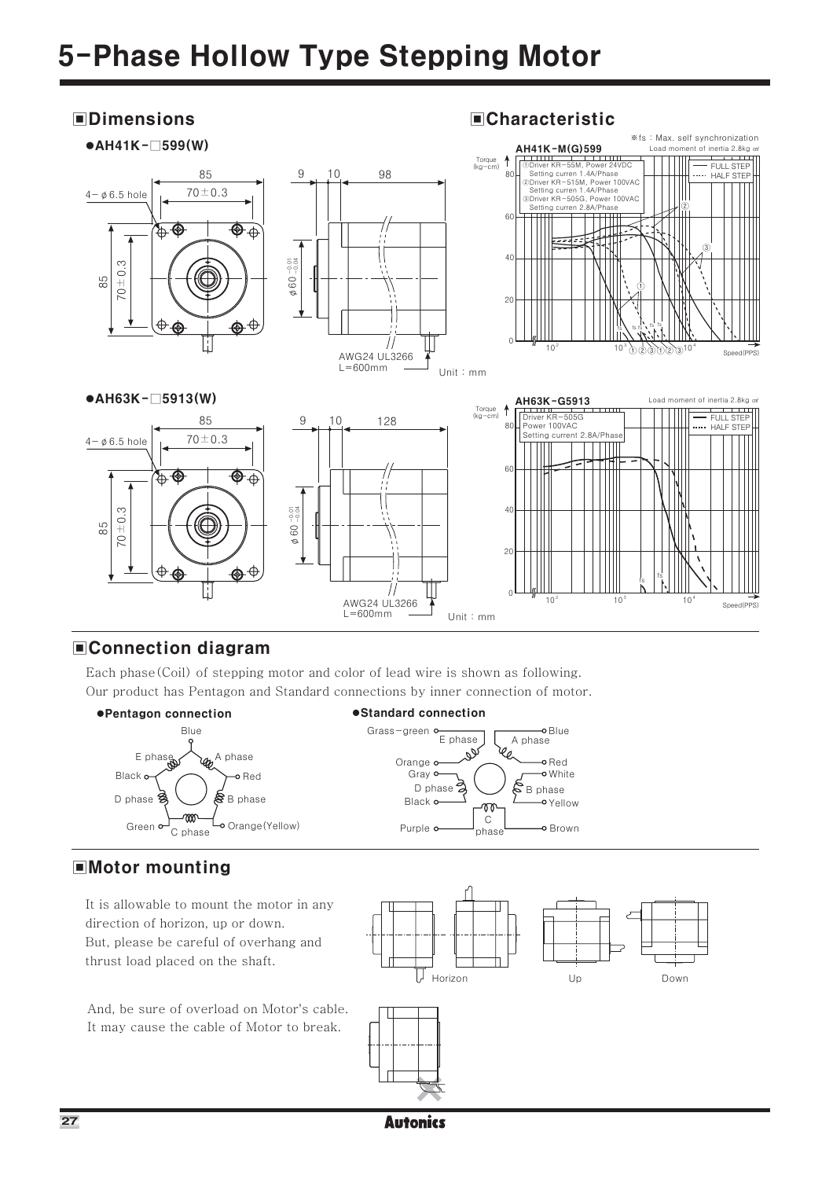# 5-Phase Hollow Type Stepping Motor

## Dimensions

**●AH41K-□599(W)**

4-φ6.5 hole

85

70±0.3

9 10 98

φ60 $^{-0.01}_{-0.04}$

AWG24 UL3266
L=600mm

Unit : mm

**●AH63K-□5913(W)**

4-φ6.5 hole

85

70±0.3

9 10 128

φ60 $^{-0.01}_{-0.04}$

AWG24 UL3266
L=600mm

Unit : mm

## Characteristic

※fs : Max. self synchronization

**AH41K-M(G)599**

Load moment of inertia 2.8kg ㎠

Torque (kg-cm)

①Driver KR-55M, Power 24VDC
Setting curren 1.4A/Phase
②Driver KR-515M, Power 100VAC
Setting curren 1.4A/Phase
③Driver KR-505G, Power 100VAC
Setting curren 2.8A/Phase

FULL STEP
HALF STEP

Speed(PPS)

**AH63K-G5913**

Load moment of inertia 2.8kg ㎠

Torque (kg-cm)

Driver KR-505G
Power 100VAC
Setting current 2.8A/Phase

FULL STEP
HALF STEP

Speed(PPS)

## Connection diagram

Each phase(Coil) of stepping motor and color of lead wire is shown as following.
Our product has Pentagon and Standard connections by inner connection of motor.

**●Pentagon connection**

Blue, A phase, Red, B phase, Orange(Yellow), C phase, Green, D phase, Black, E phase

**●Standard connection**

Grass-green, E phase, A phase, Blue, Red, White, B phase, Yellow, Brown, C phase, Purple, Black, D phase, Gray, Orange

## Motor mounting

It is allowable to mount the motor in any direction of horizon, up or down.
But, please be careful of overhang and thrust load placed on the shaft.

Horizon    Up    Down

And, be sure of overload on Motor's cable.
It may cause the cable of Motor to break.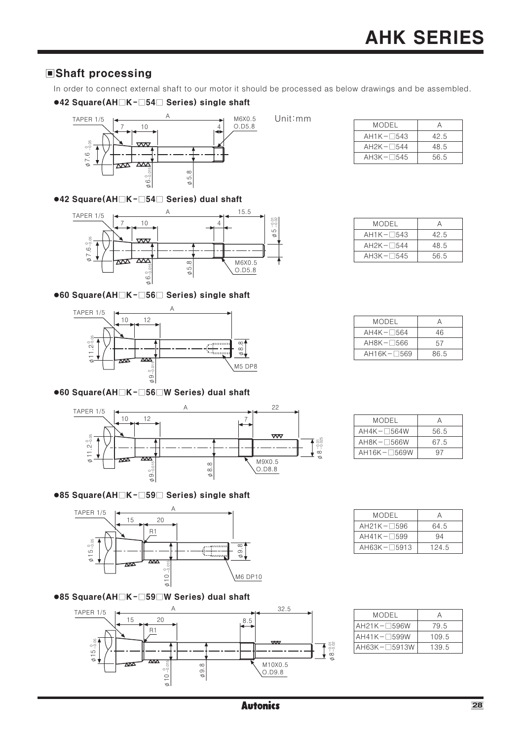## Shaft processing

In order to connect external shaft to our motor it should be processed as below drawings and be assembled.

**●42 Square(AH□K-□54□ Series) single shaft**

Unit:mm

| MODEL | A |
|---|---|
| AH1K-□543 | 42.5 |
| AH2K-□544 | 48.5 |
| AH3K-□545 | 56.5 |

**●42 Square(AH□K-□54□ Series) dual shaft**

| MODEL | A |
|---|---|
| AH1K-□543 | 42.5 |
| AH2K-□544 | 48.5 |
| AH3K-□545 | 56.5 |

**●60 Square(AH□K-□56□ Series) single shaft**

| MODEL | A |
|---|---|
| AH4K-□564 | 46 |
| AH8K-□566 | 57 |
| AH16K-□569 | 86.5 |

**●60 Square(AH□K-□56□W Series) dual shaft**

| MODEL | A |
|---|---|
| AH4K-□564W | 56.5 |
| AH8K-□566W | 67.5 |
| AH16K-□569W | 97 |

**●85 Square(AH□K-□59□ Series) single shaft**

| MODEL | A |
|---|---|
| AH21K-□596 | 64.5 |
| AH41K-□599 | 94 |
| AH63K-□5913 | 124.5 |

**●85 Square(AH□K-□59□W Series) dual shaft**

| MODEL | A |
|---|---|
| AH21K-□596W | 79.5 |
| AH41K-□599W | 109.5 |
| AH63K-□5913W | 139.5 |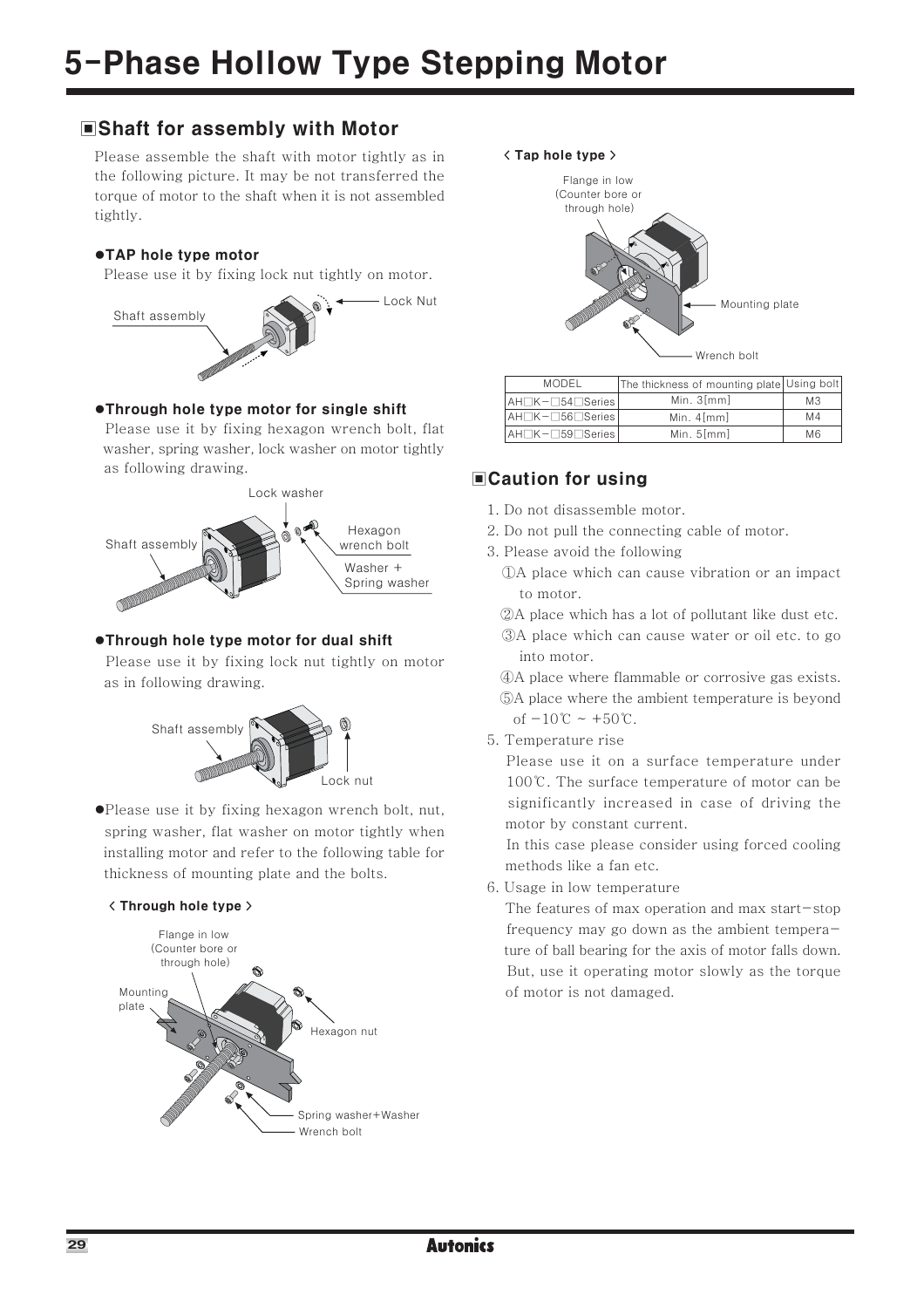# 5-Phase Hollow Type Stepping Motor

## ▣Shaft for assembly with Motor

Please assemble the shaft with motor tightly as in the following picture. It may be not transferred the torque of motor to the shaft when it is not assembled tightly.

**●TAP hole type motor**

Please use it by fixing lock nut tightly on motor.

Shaft assembly

Lock Nut

**●Through hole type motor for single shift**

Please use it by fixing hexagon wrench bolt, flat washer, spring washer, lock washer on motor tightly as following drawing.

Lock washer

Shaft assembly

Hexagon wrench bolt

Washer + Spring washer

**●Through hole type motor for dual shift**

Please use it by fixing lock nut tightly on motor as in following drawing.

Shaft assembly

Lock nut

●Please use it by fixing hexagon wrench bolt, nut, spring washer, flat washer on motor tightly when installing motor and refer to the following table for thickness of mounting plate and the bolts.

**< Through hole type >**

Flange in low (Counter bore or through hole)

Mounting plate

Hexagon nut

Spring washer+Washer

Wrench bolt

**< Tap hole type >**

Flange in low (Counter bore or through hole)

Mounting plate

Wrench bolt

| MODEL | The thickness of mounting plate | Using bolt |
|---|---|---|
| AH□K-□54□Series | Min. 3[mm] | M3 |
| AH□K-□56□Series | Min. 4[mm] | M4 |
| AH□K-□59□Series | Min. 5[mm] | M6 |

## ▣Caution for using

1. Do not disassemble motor.
2. Do not pull the connecting cable of motor.
3. Please avoid the following
   ①A place which can cause vibration or an impact to motor.
   ②A place which has a lot of pollutant like dust etc.
   ③A place which can cause water or oil etc. to go into motor.
   ④A place where flammable or corrosive gas exists.
   ⑤A place where the ambient temperature is beyond of -10℃ ~ +50℃.
5. Temperature rise
   Please use it on a surface temperature under 100℃. The surface temperature of motor can be significantly increased in case of driving the motor by constant current.
   In this case please consider using forced cooling methods like a fan etc.
6. Usage in low temperature
   The features of max operation and max start-stop frequency may go down as the ambient temperature of ball bearing for the axis of motor falls down. But, use it operating motor slowly as the torque of motor is not damaged.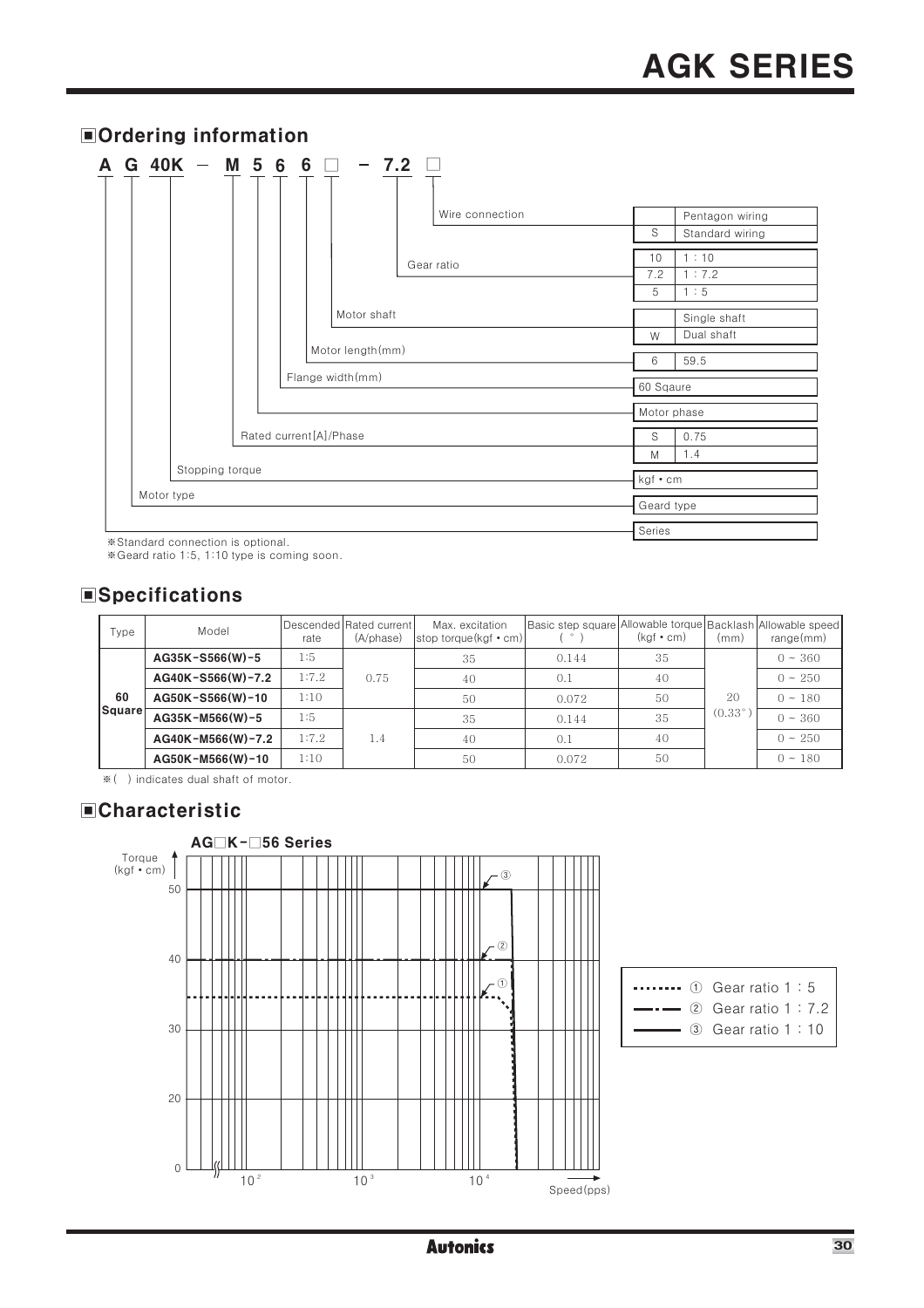## Ordering information

**A G 40K − M 5 6 6 □ − 7.2 □**

| Code position | Item | Code | Description |
|---|---|---|---|
| □ (last) | Wire connection | | Pentagon wiring |
| | | S | Standard wiring |
| 7.2 | Gear ratio | 10 | 1 : 10 |
| | | 7.2 | 1 : 7.2 |
| | | 5 | 1 : 5 |
| □ | Motor shaft | | Single shaft |
| | | W | Dual shaft |
| 6 | Motor length(mm) | 6 | 59.5 |
| 6 | Flange width(mm) | 60 Sqaure | |
| 5 | Motor phase | | |
| M | Rated current[A]/Phase | S | 0.75 |
| | | M | 1.4 |
| 40K | Stopping torque | kgf • cm | |
| G | Motor type | Geard type | |
| A | Series | | |

※Standard connection is optional.
※Geard ratio 1:5, 1:10 type is coming soon.

## Specifications

| Type | Model | Descended rate | Rated current (A/phase) | Max. excitation stop torque(kgf • cm) | Basic step square ( ° ) | Allowable torque (kgf • cm) | Backlash (mm) | Allowable speed range(mm) |
|---|---|---|---|---|---|---|---|---|
| 60 Square | **AG35K-S566(W)-5** | 1:5 | 0.75 | 35 | 0.144 | 35 | 20 (0.33°) | 0 ~ 360 |
| | **AG40K-S566(W)-7.2** | 1:7.2 | | 40 | 0.1 | 40 | | 0 ~ 250 |
| | **AG50K-S566(W)-10** | 1:10 | | 50 | 0.072 | 50 | | 0 ~ 180 |
| | **AG35K-M566(W)-5** | 1:5 | 1.4 | 35 | 0.144 | 35 | | 0 ~ 360 |
| | **AG40K-M566(W)-7.2** | 1:7.2 | | 40 | 0.1 | 40 | | 0 ~ 250 |
| | **AG50K-M566(W)-10** | 1:10 | | 50 | 0.072 | 50 | | 0 ~ 180 |

※( ) indicates dual shaft of motor.

## Characteristic

**AG□K-□56 Series**

Torque (kgf • cm): 0, 20, 30, 40, 50
Speed(pps): $10^2$, $10^3$, $10^4$

① Gear ratio 1 : 5
② Gear ratio 1 : 7.2
③ Gear ratio 1 : 10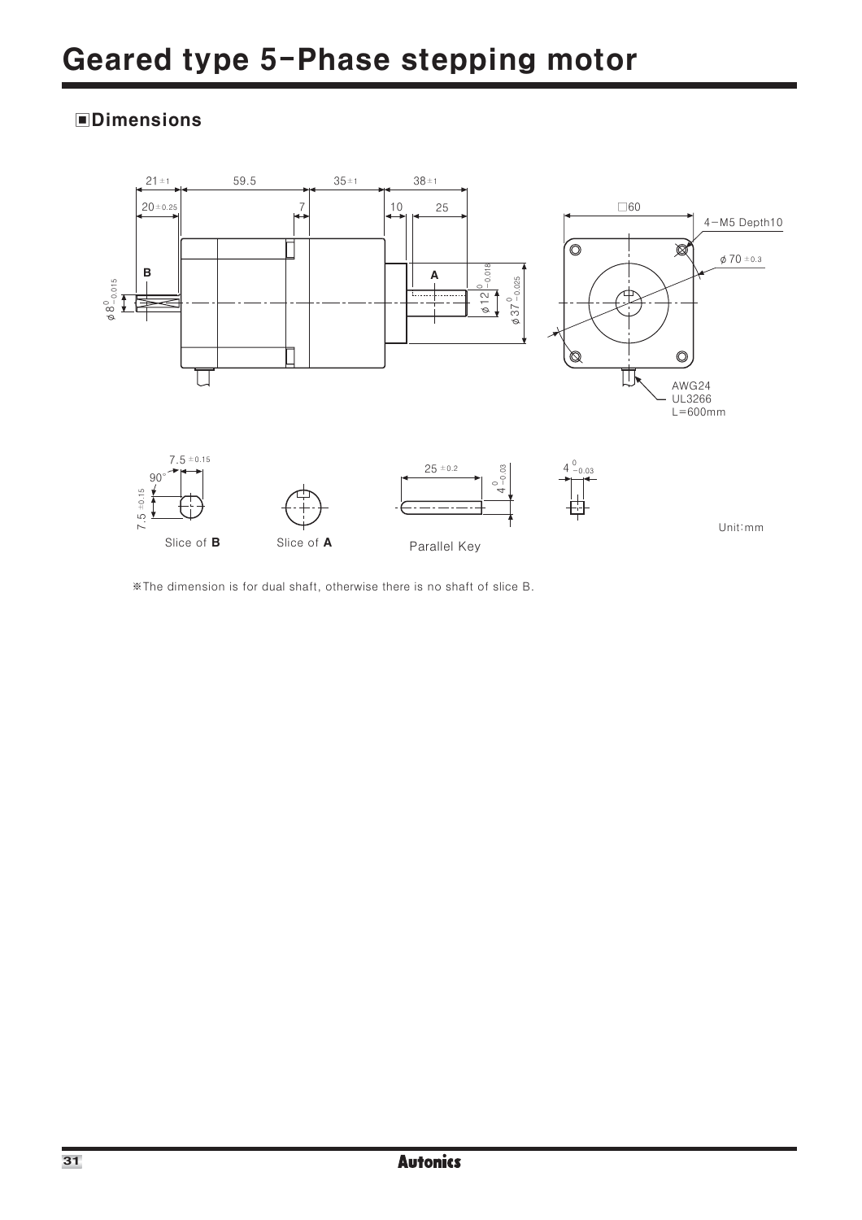# Geared type 5-Phase stepping motor

## ■Dimensions

21±1
59.5
35±1
38±1
20±0.25
7
10
25
B
A
$\phi 8^{0}_{-0.015}$
$\phi 12^{0}_{-0.018}$
$\phi 37^{0}_{-0.025}$
□60
4−M5 Depth10
$\phi 70 \pm 0.3$
AWG24
UL3266
L=600mm

7.5 ±0.15
90°
7.5 ±0.15
Slice of **B**

Slice of **A**

25 ±0.2
$4^{0}_{-0.03}$
Parallel Key

$4^{0}_{-0.03}$

Unit:mm

※The dimension is for dual shaft, otherwise there is no shaft of slice B.